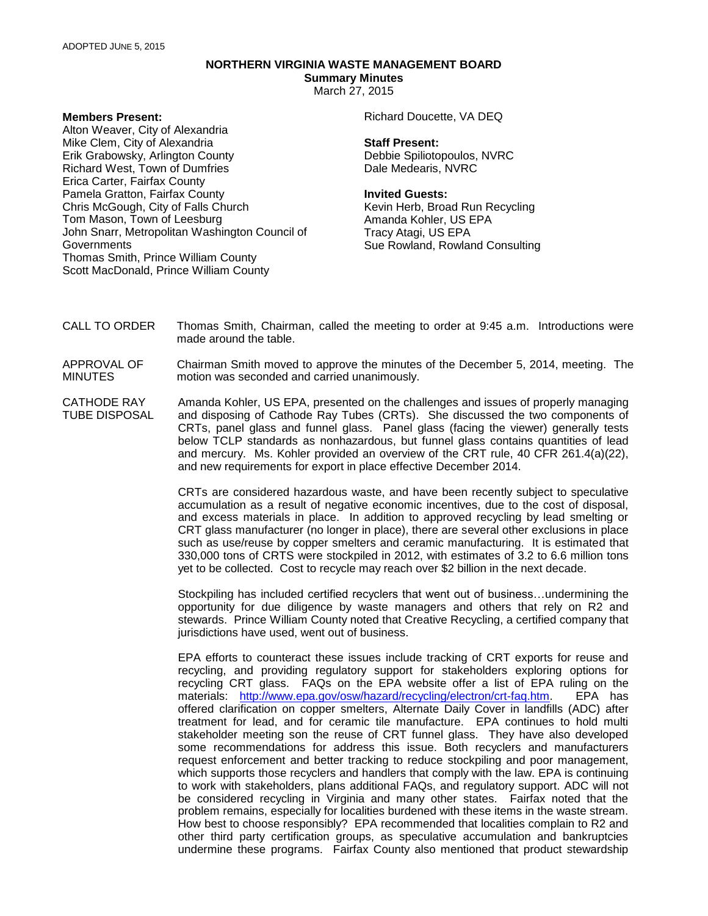ADOPTED JUNE 5, 2015

# NORTHERN VIRGINIA WASTE MANAGEMENT BOARD

**Summary Minutes**

March 27, 2015

**Members Present:**

Alton Weaver, City of Alexandria
Mike Clem, City of Alexandria
Erik Grabowsky, Arlington County
Richard West, Town of Dumfries
Erica Carter, Fairfax County
Pamela Gratton, Fairfax County
Chris McGough, City of Falls Church
Tom Mason, Town of Leesburg
John Snarr, Metropolitan Washington Council of Governments
Thomas Smith, Prince William County
Scott MacDonald, Prince William County
Richard Doucette, VA DEQ

**Staff Present:**

Debbie Spiliotopoulos, NVRC
Dale Medearis, NVRC

**Invited Guests:**

Kevin Herb, Broad Run Recycling
Amanda Kohler, US EPA
Tracy Atagi, US EPA
Sue Rowland, Rowland Consulting

CALL TO ORDER

Thomas Smith, Chairman, called the meeting to order at 9:45 a.m. Introductions were made around the table.

APPROVAL OF MINUTES

Chairman Smith moved to approve the minutes of the December 5, 2014, meeting. The motion was seconded and carried unanimously.

CATHODE RAY TUBE DISPOSAL

Amanda Kohler, US EPA, presented on the challenges and issues of properly managing and disposing of Cathode Ray Tubes (CRTs). She discussed the two components of CRTs, panel glass and funnel glass. Panel glass (facing the viewer) generally tests below TCLP standards as nonhazardous, but funnel glass contains quantities of lead and mercury. Ms. Kohler provided an overview of the CRT rule, 40 CFR 261.4(a)(22), and new requirements for export in place effective December 2014.

CRTs are considered hazardous waste, and have been recently subject to speculative accumulation as a result of negative economic incentives, due to the cost of disposal, and excess materials in place. In addition to approved recycling by lead smelting or CRT glass manufacturer (no longer in place), there are several other exclusions in place such as use/reuse by copper smelters and ceramic manufacturing. It is estimated that 330,000 tons of CRTS were stockpiled in 2012, with estimates of 3.2 to 6.6 million tons yet to be collected. Cost to recycle may reach over $2 billion in the next decade.

Stockpiling has included certified recyclers that went out of business…undermining the opportunity for due diligence by waste managers and others that rely on R2 and stewards. Prince William County noted that Creative Recycling, a certified company that jurisdictions have used, went out of business.

EPA efforts to counteract these issues include tracking of CRT exports for reuse and recycling, and providing regulatory support for stakeholders exploring options for recycling CRT glass. FAQs on the EPA website offer a list of EPA ruling on the materials: http://www.epa.gov/osw/hazard/recycling/electron/crt-faq.htm. EPA has offered clarification on copper smelters, Alternate Daily Cover in landfills (ADC) after treatment for lead, and for ceramic tile manufacture. EPA continues to hold multi stakeholder meeting son the reuse of CRT funnel glass. They have also developed some recommendations for address this issue. Both recyclers and manufacturers request enforcement and better tracking to reduce stockpiling and poor management, which supports those recyclers and handlers that comply with the law. EPA is continuing to work with stakeholders, plans additional FAQs, and regulatory support. ADC will not be considered recycling in Virginia and many other states. Fairfax noted that the problem remains, especially for localities burdened with these items in the waste stream. How best to choose responsibly? EPA recommended that localities complain to R2 and other third party certification groups, as speculative accumulation and bankruptcies undermine these programs. Fairfax County also mentioned that product stewardship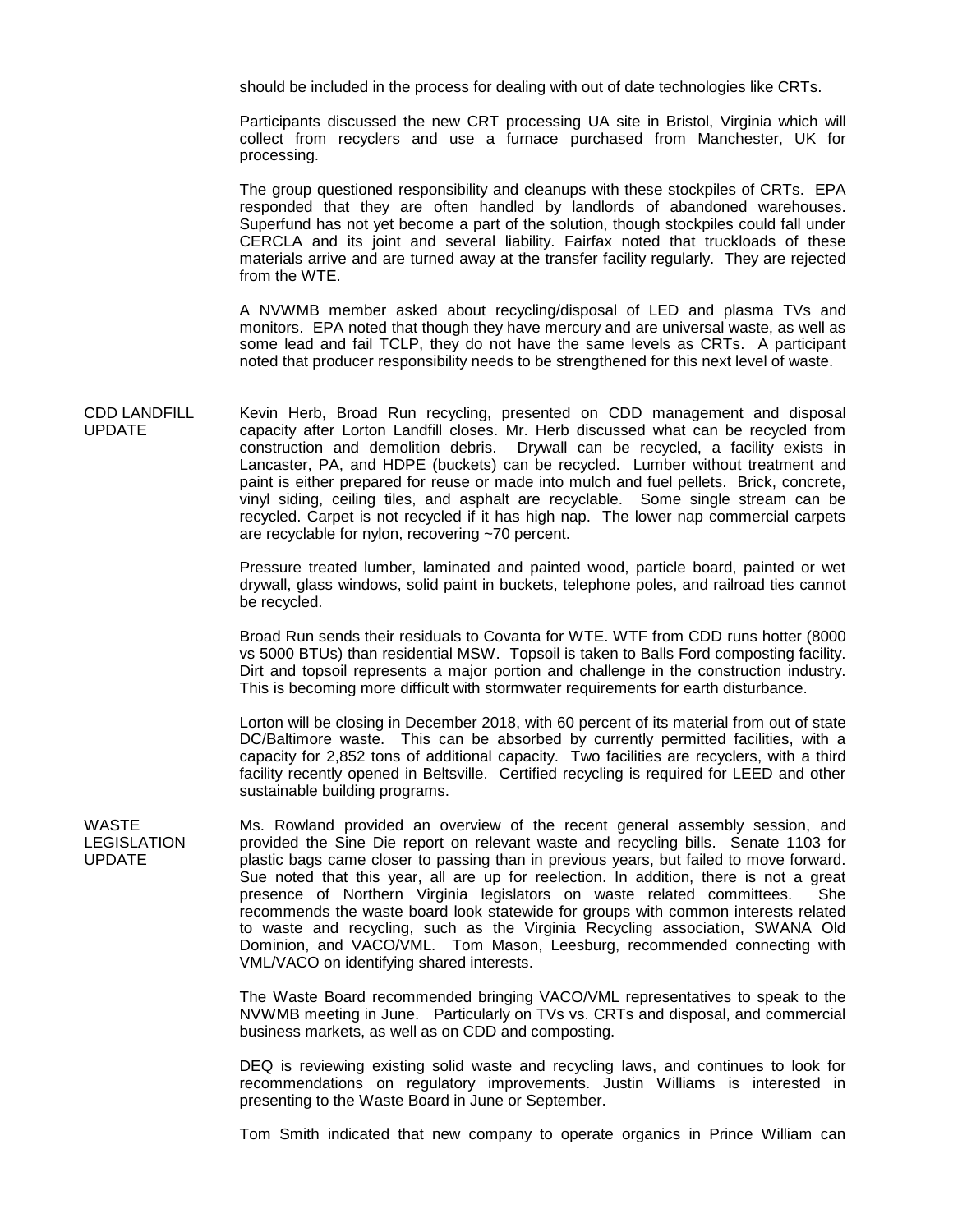should be included in the process for dealing with out of date technologies like CRTs.

Participants discussed the new CRT processing UA site in Bristol, Virginia which will collect from recyclers and use a furnace purchased from Manchester, UK for processing.

The group questioned responsibility and cleanups with these stockpiles of CRTs. EPA responded that they are often handled by landlords of abandoned warehouses. Superfund has not yet become a part of the solution, though stockpiles could fall under CERCLA and its joint and several liability. Fairfax noted that truckloads of these materials arrive and are turned away at the transfer facility regularly. They are rejected from the WTE.

A NVWMB member asked about recycling/disposal of LED and plasma TVs and monitors. EPA noted that though they have mercury and are universal waste, as well as some lead and fail TCLP, they do not have the same levels as CRTs. A participant noted that producer responsibility needs to be strengthened for this next level of waste.

**CDD LANDFILL UPDATE**

Kevin Herb, Broad Run recycling, presented on CDD management and disposal capacity after Lorton Landfill closes. Mr. Herb discussed what can be recycled from construction and demolition debris. Drywall can be recycled, a facility exists in Lancaster, PA, and HDPE (buckets) can be recycled. Lumber without treatment and paint is either prepared for reuse or made into mulch and fuel pellets. Brick, concrete, vinyl siding, ceiling tiles, and asphalt are recyclable. Some single stream can be recycled. Carpet is not recycled if it has high nap. The lower nap commercial carpets are recyclable for nylon, recovering ~70 percent.

Pressure treated lumber, laminated and painted wood, particle board, painted or wet drywall, glass windows, solid paint in buckets, telephone poles, and railroad ties cannot be recycled.

Broad Run sends their residuals to Covanta for WTE. WTF from CDD runs hotter (8000 vs 5000 BTUs) than residential MSW. Topsoil is taken to Balls Ford composting facility. Dirt and topsoil represents a major portion and challenge in the construction industry. This is becoming more difficult with stormwater requirements for earth disturbance.

Lorton will be closing in December 2018, with 60 percent of its material from out of state DC/Baltimore waste. This can be absorbed by currently permitted facilities, with a capacity for 2,852 tons of additional capacity. Two facilities are recyclers, with a third facility recently opened in Beltsville. Certified recycling is required for LEED and other sustainable building programs.

**WASTE LEGISLATION UPDATE**

Ms. Rowland provided an overview of the recent general assembly session, and provided the Sine Die report on relevant waste and recycling bills. Senate 1103 for plastic bags came closer to passing than in previous years, but failed to move forward. Sue noted that this year, all are up for reelection. In addition, there is not a great presence of Northern Virginia legislators on waste related committees. She recommends the waste board look statewide for groups with common interests related to waste and recycling, such as the Virginia Recycling association, SWANA Old Dominion, and VACO/VML. Tom Mason, Leesburg, recommended connecting with VML/VACO on identifying shared interests.

The Waste Board recommended bringing VACO/VML representatives to speak to the NVWMB meeting in June. Particularly on TVs vs. CRTs and disposal, and commercial business markets, as well as on CDD and composting.

DEQ is reviewing existing solid waste and recycling laws, and continues to look for recommendations on regulatory improvements. Justin Williams is interested in presenting to the Waste Board in June or September.

Tom Smith indicated that new company to operate organics in Prince William can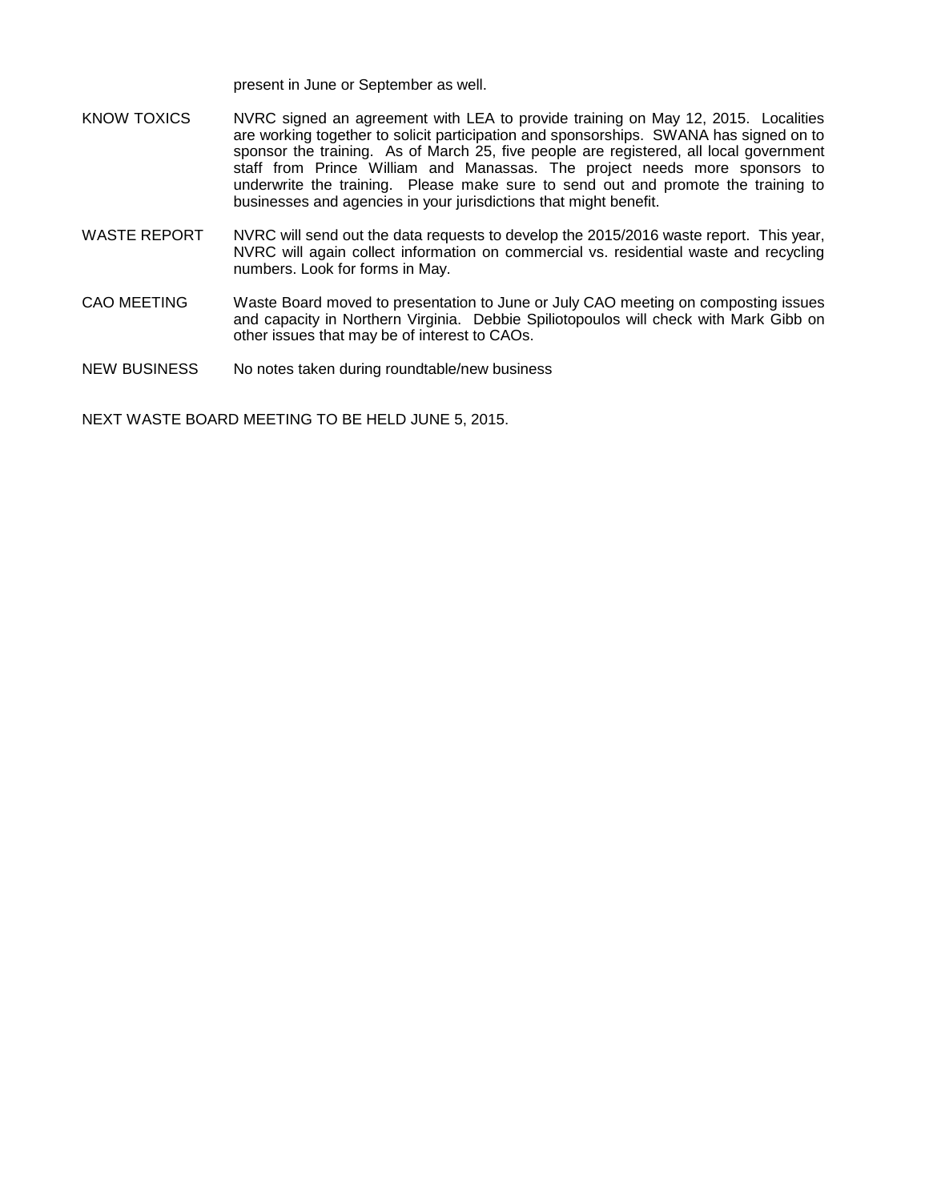present in June or September as well.

KNOW TOXICS NVRC signed an agreement with LEA to provide training on May 12, 2015. Localities are working together to solicit participation and sponsorships. SWANA has signed on to sponsor the training. As of March 25, five people are registered, all local government staff from Prince William and Manassas. The project needs more sponsors to underwrite the training. Please make sure to send out and promote the training to businesses and agencies in your jurisdictions that might benefit.

WASTE REPORT NVRC will send out the data requests to develop the 2015/2016 waste report. This year, NVRC will again collect information on commercial vs. residential waste and recycling numbers. Look for forms in May.

CAO MEETING Waste Board moved to presentation to June or July CAO meeting on composting issues and capacity in Northern Virginia. Debbie Spiliotopoulos will check with Mark Gibb on other issues that may be of interest to CAOs.

NEW BUSINESS No notes taken during roundtable/new business

NEXT WASTE BOARD MEETING TO BE HELD JUNE 5, 2015.